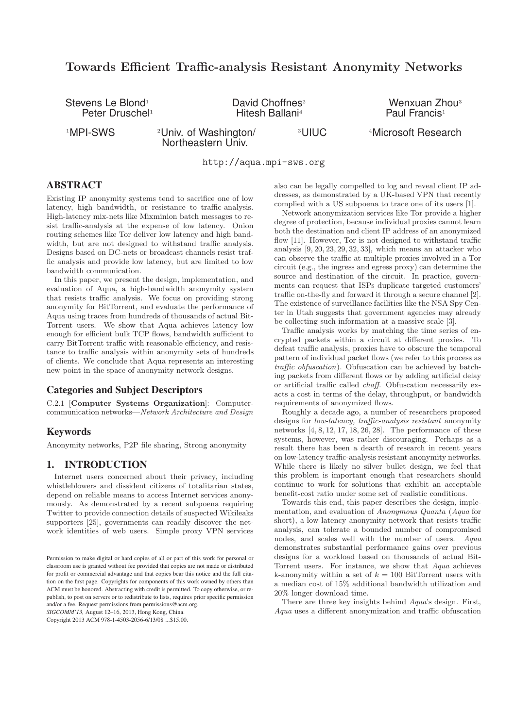# Towards Efficient Traffic-analysis Resistant Anonymity Networks

Stevens Le Blond[1] Peter Druschel[1]
David Choffnes[2] Hitesh Ballani[4]
Wenxuan Zhou[3] Paul Francis[1]

[1]MPI-SWS [2]Univ. of Washington/ Northeastern Univ. [3]UIUC [4]Microsoft Research

http://aqua.mpi-sws.org

## ABSTRACT

Existing IP anonymity systems tend to sacrifice one of low latency, high bandwidth, or resistance to traffic-analysis. High-latency mix-nets like Mixminion batch messages to resist traffic-analysis at the expense of low latency. Onion routing schemes like Tor deliver low latency and high bandwidth, but are not designed to withstand traffic analysis. Designs based on DC-nets or broadcast channels resist traffic analysis and provide low latency, but are limited to low bandwidth communication.

In this paper, we present the design, implementation, and evaluation of Aqua, a high-bandwidth anonymity system that resists traffic analysis. We focus on providing strong anonymity for BitTorrent, and evaluate the performance of Aqua using traces from hundreds of thousands of actual BitTorrent users. We show that Aqua achieves latency low enough for efficient bulk TCP flows, bandwidth sufficient to carry BitTorrent traffic with reasonable efficiency, and resistance to traffic analysis within anonymity sets of hundreds of clients. We conclude that Aqua represents an interesting new point in the space of anonymity network designs.

## Categories and Subject Descriptors

C.2.1 [**Computer Systems Organization**]: Computer-communication networks—*Network Architecture and Design*

## Keywords

Anonymity networks, P2P file sharing, Strong anonymity

## 1. INTRODUCTION

Internet users concerned about their privacy, including whistleblowers and dissident citizens of totalitarian states, depend on reliable means to access Internet services anonymously. As demonstrated by a recent subpoena requiring Twitter to provide connection details of suspected Wikileaks supporters [25], governments can readily discover the network identities of web users. Simple proxy VPN services also can be legally compelled to log and reveal client IP addresses, as demonstrated by a UK-based VPN that recently complied with a US subpoena to trace one of its users [1].

Network anonymization services like Tor provide a higher degree of protection, because individual proxies cannot learn both the destination and client IP address of an anonymized flow [11]. However, Tor is not designed to withstand traffic analysis [9, 20, 23, 29, 32, 33], which means an attacker who can observe the traffic at multiple proxies involved in a Tor circuit (e.g., the ingress and egress proxy) can determine the source and destination of the circuit. In practice, governments can request that ISPs duplicate targeted customers' traffic on-the-fly and forward it through a secure channel [2]. The existence of surveillance facilities like the NSA Spy Center in Utah suggests that government agencies may already be collecting such information at a massive scale [3].

Traffic analysis works by matching the time series of encrypted packets within a circuit at different proxies. To defeat traffic analysis, proxies have to obscure the temporal pattern of individual packet flows (we refer to this process as *traffic obfuscation*). Obfuscation can be achieved by batching packets from different flows or by adding artificial delay or artificial traffic called *chaff*. Obfuscation necessarily exacts a cost in terms of the delay, throughput, or bandwidth requirements of anonymized flows.

Roughly a decade ago, a number of researchers proposed designs for *low-latency, traffic-analysis resistant* anonymity networks [4, 8, 12, 17, 18, 26, 28]. The performance of these systems, however, was rather discouraging. Perhaps as a result there has been a dearth of research in recent years on low-latency traffic-analysis resistant anonymity networks. While there is likely no silver bullet design, we feel that this problem is important enough that researchers should continue to work for solutions that exhibit an acceptable benefit-cost ratio under some set of realistic conditions.

Towards this end, this paper describes the design, implementation, and evaluation of *Anonymous Quanta* (*Aqua* for short), a low-latency anonymity network that resists traffic analysis, can tolerate a bounded number of compromised nodes, and scales well with the number of users. *Aqua* demonstrates substantial performance gains over previous designs for a workload based on thousands of actual BitTorrent users. For instance, we show that *Aqua* achieves k-anonymity within a set of $k = 100$ BitTorrent users with a median cost of 15% additional bandwidth utilization and 20% longer download time.

There are three key insights behind *Aqua*'s design. First, *Aqua* uses a different anonymization and traffic obfuscation

Permission to make digital or hard copies of all or part of this work for personal or classroom use is granted without fee provided that copies are not made or distributed for profit or commercial advantage and that copies bear this notice and the full citation on the first page. Copyrights for components of this work owned by others than ACM must be honored. Abstracting with credit is permitted. To copy otherwise, or republish, to post on servers or to redistribute to lists, requires prior specific permission and/or a fee. Request permissions from permissions@acm.org.
*SIGCOMM'13,* August 12–16, 2013, Hong Kong, China.
Copyright 2013 ACM 978-1-4503-2056-6/13/08 ...$15.00.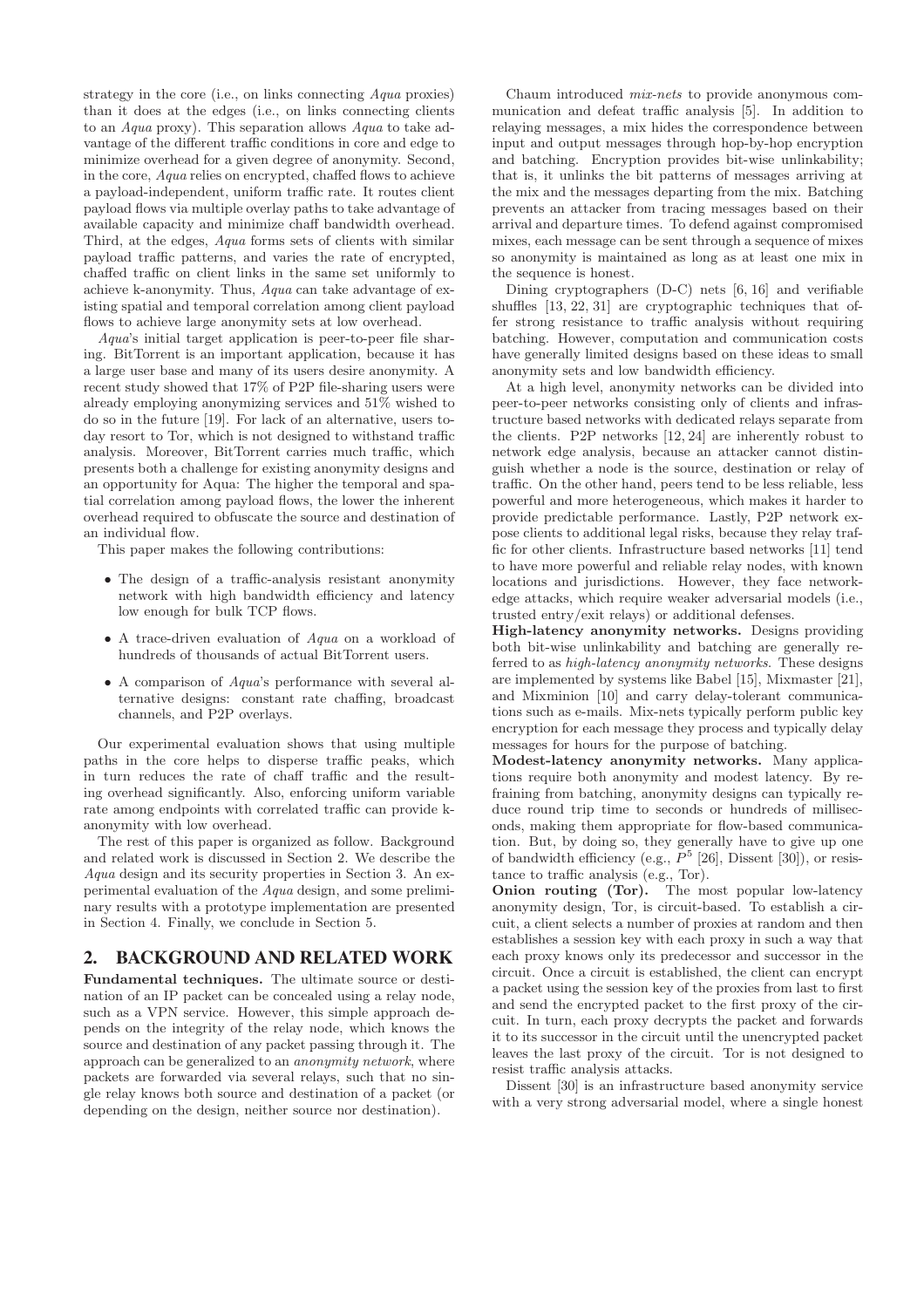strategy in the core (i.e., on links connecting *Aqua* proxies) than it does at the edges (i.e., on links connecting clients to an *Aqua* proxy). This separation allows *Aqua* to take advantage of the different traffic conditions in core and edge to minimize overhead for a given degree of anonymity. Second, in the core, *Aqua* relies on encrypted, chaffed flows to achieve a payload-independent, uniform traffic rate. It routes client payload flows via multiple overlay paths to take advantage of available capacity and minimize chaff bandwidth overhead. Third, at the edges, *Aqua* forms sets of clients with similar payload traffic patterns, and varies the rate of encrypted, chaffed traffic on client links in the same set uniformly to achieve k-anonymity. Thus, *Aqua* can take advantage of existing spatial and temporal correlation among client payload flows to achieve large anonymity sets at low overhead.

*Aqua*'s initial target application is peer-to-peer file sharing. BitTorrent is an important application, because it has a large user base and many of its users desire anonymity. A recent study showed that 17% of P2P file-sharing users were already employing anonymizing services and 51% wished to do so in the future [19]. For lack of an alternative, users today resort to Tor, which is not designed to withstand traffic analysis. Moreover, BitTorrent carries much traffic, which presents both a challenge for existing anonymity designs and an opportunity for Aqua: The higher the temporal and spatial correlation among payload flows, the lower the inherent overhead required to obfuscate the source and destination of an individual flow.

This paper makes the following contributions:

- The design of a traffic-analysis resistant anonymity network with high bandwidth efficiency and latency low enough for bulk TCP flows.
- A trace-driven evaluation of *Aqua* on a workload of hundreds of thousands of actual BitTorrent users.
- A comparison of *Aqua*'s performance with several alternative designs: constant rate chaffing, broadcast channels, and P2P overlays.

Our experimental evaluation shows that using multiple paths in the core helps to disperse traffic peaks, which in turn reduces the rate of chaff traffic and the resulting overhead significantly. Also, enforcing uniform variable rate among endpoints with correlated traffic can provide k-anonymity with low overhead.

The rest of this paper is organized as follow. Background and related work is discussed in Section 2. We describe the *Aqua* design and its security properties in Section 3. An experimental evaluation of the *Aqua* design, and some preliminary results with a prototype implementation are presented in Section 4. Finally, we conclude in Section 5.

## 2. BACKGROUND AND RELATED WORK

**Fundamental techniques.** The ultimate source or destination of an IP packet can be concealed using a relay node, such as a VPN service. However, this simple approach depends on the integrity of the relay node, which knows the source and destination of any packet passing through it. The approach can be generalized to an *anonymity network*, where packets are forwarded via several relays, such that no single relay knows both source and destination of a packet (or depending on the design, neither source nor destination).

Chaum introduced *mix-nets* to provide anonymous communication and defeat traffic analysis [5]. In addition to relaying messages, a mix hides the correspondence between input and output messages through hop-by-hop encryption and batching. Encryption provides bit-wise unlinkability; that is, it unlinks the bit patterns of messages arriving at the mix and the messages departing from the mix. Batching prevents an attacker from tracing messages based on their arrival and departure times. To defend against compromised mixes, each message can be sent through a sequence of mixes so anonymity is maintained as long as at least one mix in the sequence is honest.

Dining cryptographers (D-C) nets [6, 16] and verifiable shuffles [13, 22, 31] are cryptographic techniques that offer strong resistance to traffic analysis without requiring batching. However, computation and communication costs have generally limited designs based on these ideas to small anonymity sets and low bandwidth efficiency.

At a high level, anonymity networks can be divided into peer-to-peer networks consisting only of clients and infrastructure based networks with dedicated relays separate from the clients. P2P networks [12, 24] are inherently robust to network edge analysis, because an attacker cannot distinguish whether a node is the source, destination or relay of traffic. On the other hand, peers tend to be less reliable, less powerful and more heterogeneous, which makes it harder to provide predictable performance. Lastly, P2P network expose clients to additional legal risks, because they relay traffic for other clients. Infrastructure based networks [11] tend to have more powerful and reliable relay nodes, with known locations and jurisdictions. However, they face network-edge attacks, which require weaker adversarial models (i.e., trusted entry/exit relays) or additional defenses.

**High-latency anonymity networks.** Designs providing both bit-wise unlinkability and batching are generally referred to as *high-latency anonymity networks*. These designs are implemented by systems like Babel [15], Mixmaster [21], and Mixminion [10] and carry delay-tolerant communications such as e-mails. Mix-nets typically perform public key encryption for each message they process and typically delay messages for hours for the purpose of batching.

**Modest-latency anonymity networks.** Many applications require both anonymity and modest latency. By refraining from batching, anonymity designs can typically reduce round trip time to seconds or hundreds of milliseconds, making them appropriate for flow-based communication. But, by doing so, they generally have to give up one of bandwidth efficiency (e.g., $P^5$ [26], Dissent [30]), or resistance to traffic analysis (e.g., Tor).

**Onion routing (Tor).** The most popular low-latency anonymity design, Tor, is circuit-based. To establish a circuit, a client selects a number of proxies at random and then establishes a session key with each proxy in such a way that each proxy knows only its predecessor and successor in the circuit. Once a circuit is established, the client can encrypt a packet using the session key of the proxies from last to first and send the encrypted packet to the first proxy of the circuit. In turn, each proxy decrypts the packet and forwards it to its successor in the circuit until the unencrypted packet leaves the last proxy of the circuit. Tor is not designed to resist traffic analysis attacks.

Dissent [30] is an infrastructure based anonymity service with a very strong adversarial model, where a single honest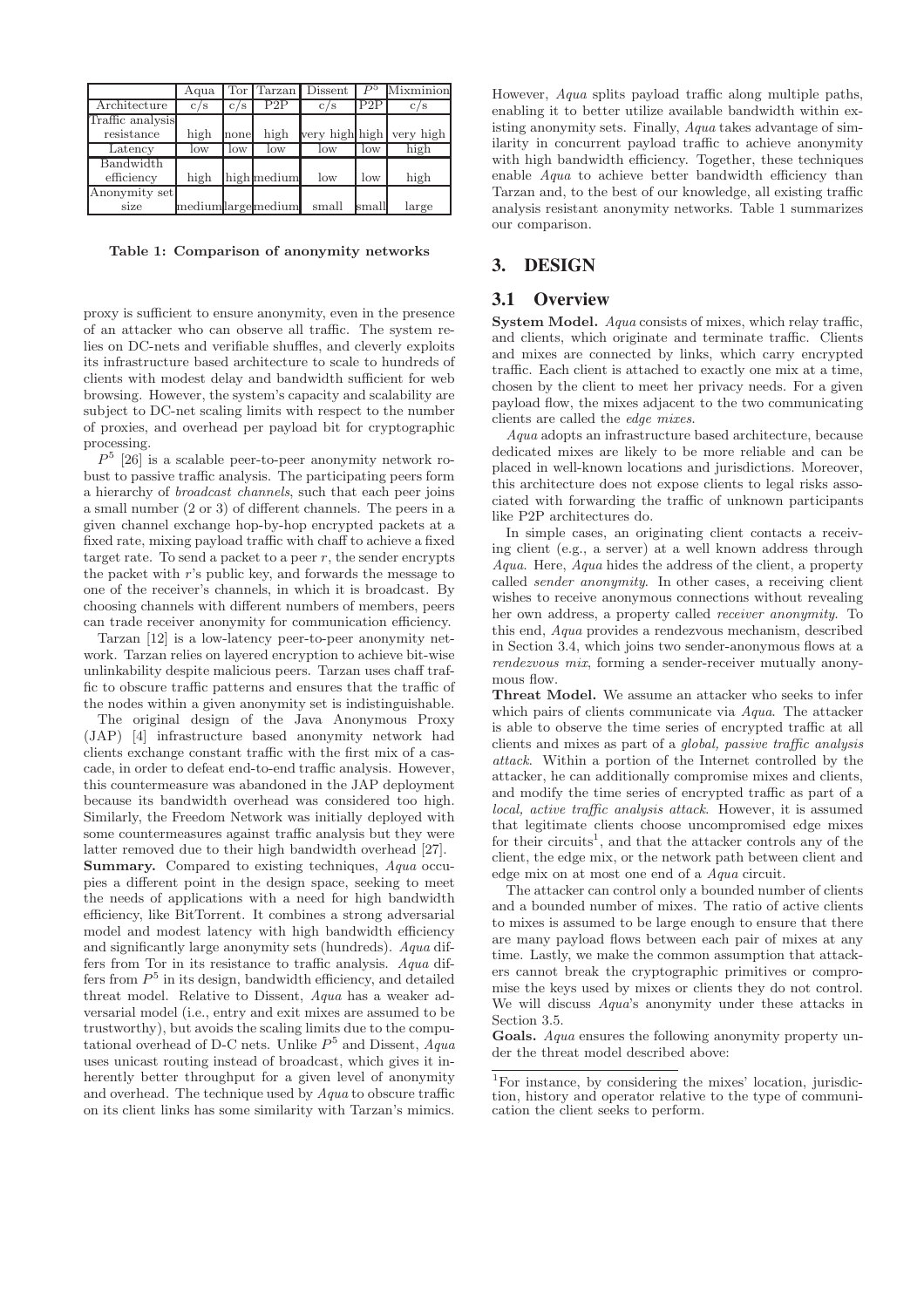| | Aqua | Tor | Tarzan | Dissent | $P^5$ | Mixminion |
|---|---|---|---|---|---|---|
| Architecture | c/s | c/s | P2P | c/s | P2P | c/s |
| Traffic analysis resistance | high | none | high | very high | high | very high |
| Latency | low | low | low | low | low | high |
| Bandwidth efficiency | high | high | medium | low | low | high |
| Anonymity set size | medium | large | medium | small | small | large |

**Table 1: Comparison of anonymity networks**

proxy is sufficient to ensure anonymity, even in the presence of an attacker who can observe all traffic. The system relies on DC-nets and verifiable shuffles, and cleverly exploits its infrastructure based architecture to scale to hundreds of clients with modest delay and bandwidth sufficient for web browsing. However, the system's capacity and scalability are subject to DC-net scaling limits with respect to the number of proxies, and overhead per payload bit for cryptographic processing.

$P^5$ [26] is a scalable peer-to-peer anonymity network robust to passive traffic analysis. The participating peers form a hierarchy of *broadcast channels*, such that each peer joins a small number (2 or 3) of different channels. The peers in a given channel exchange hop-by-hop encrypted packets at a fixed rate, mixing payload traffic with chaff to achieve a fixed target rate. To send a packet to a peer $r$, the sender encrypts the packet with $r$'s public key, and forwards the message to one of the receiver's channels, in which it is broadcast. By choosing channels with different numbers of members, peers can trade receiver anonymity for communication efficiency.

Tarzan [12] is a low-latency peer-to-peer anonymity network. Tarzan relies on layered encryption to achieve bit-wise unlinkability despite malicious peers. Tarzan uses chaff traffic to obscure traffic patterns and ensures that the traffic of the nodes within a given anonymity set is indistinguishable.

The original design of the Java Anonymous Proxy (JAP) [4] infrastructure based anonymity network had clients exchange constant traffic with the first mix of a cascade, in order to defeat end-to-end traffic analysis. However, this countermeasure was abandoned in the JAP deployment because its bandwidth overhead was considered too high. Similarly, the Freedom Network was initially deployed with some countermeasures against traffic analysis but they were latter removed due to their high bandwidth overhead [27].

**Summary.** Compared to existing techniques, *Aqua* occupies a different point in the design space, seeking to meet the needs of applications with a need for high bandwidth efficiency, like BitTorrent. It combines a strong adversarial model and modest latency with high bandwidth efficiency and significantly large anonymity sets (hundreds). *Aqua* differs from Tor in its resistance to traffic analysis. *Aqua* differs from $P^5$ in its design, bandwidth efficiency, and detailed threat model. Relative to Dissent, *Aqua* has a weaker adversarial model (i.e., entry and exit mixes are assumed to be trustworthy), but avoids the scaling limits due to the computational overhead of D-C nets. Unlike $P^5$ and Dissent, *Aqua* uses unicast routing instead of broadcast, which gives it inherently better throughput for a given level of anonymity and overhead. The technique used by *Aqua* to obscure traffic on its client links has some similarity with Tarzan's mimics. However, *Aqua* splits payload traffic along multiple paths, enabling it to better utilize available bandwidth within existing anonymity sets. Finally, *Aqua* takes advantage of similarity in concurrent payload traffic to achieve anonymity with high bandwidth efficiency. Together, these techniques enable *Aqua* to achieve better bandwidth efficiency than Tarzan and, to the best of our knowledge, all existing traffic analysis resistant anonymity networks. Table 1 summarizes our comparison.

## 3. DESIGN

### 3.1 Overview

**System Model.** *Aqua* consists of mixes, which relay traffic, and clients, which originate and terminate traffic. Clients and mixes are connected by links, which carry encrypted traffic. Each client is attached to exactly one mix at a time, chosen by the client to meet her privacy needs. For a given payload flow, the mixes adjacent to the two communicating clients are called the *edge mixes*.

*Aqua* adopts an infrastructure based architecture, because dedicated mixes are likely to be more reliable and can be placed in well-known locations and jurisdictions. Moreover, this architecture does not expose clients to legal risks associated with forwarding the traffic of unknown participants like P2P architectures do.

In simple cases, an originating client contacts a receiving client (e.g., a server) at a well known address through *Aqua*. Here, *Aqua* hides the address of the client, a property called *sender anonymity*. In other cases, a receiving client wishes to receive anonymous connections without revealing her own address, a property called *receiver anonymity.* To this end, *Aqua* provides a rendezvous mechanism, described in Section 3.4, which joins two sender-anonymous flows at a *rendezvous mix*, forming a sender-receiver mutually anonymous flow.

**Threat Model.** We assume an attacker who seeks to infer which pairs of clients communicate via *Aqua*. The attacker is able to observe the time series of encrypted traffic at all clients and mixes as part of a *global, passive traffic analysis attack*. Within a portion of the Internet controlled by the attacker, he can additionally compromise mixes and clients, and modify the time series of encrypted traffic as part of a *local, active traffic analysis attack*. However, it is assumed that legitimate clients choose uncompromised edge mixes for their circuits[1], and that the attacker controls any of the client, the edge mix, or the network path between client and edge mix on at most one end of a *Aqua* circuit.

The attacker can control only a bounded number of clients and a bounded number of mixes. The ratio of active clients to mixes is assumed to be large enough to ensure that there are many payload flows between each pair of mixes at any time. Lastly, we make the common assumption that attackers cannot break the cryptographic primitives or compromise the keys used by mixes or clients they do not control. We will discuss *Aqua*'s anonymity under these attacks in Section 3.5.

**Goals.** *Aqua* ensures the following anonymity property under the threat model described above:

[1]For instance, by considering the mixes' location, jurisdiction, history and operator relative to the type of communication the client seeks to perform.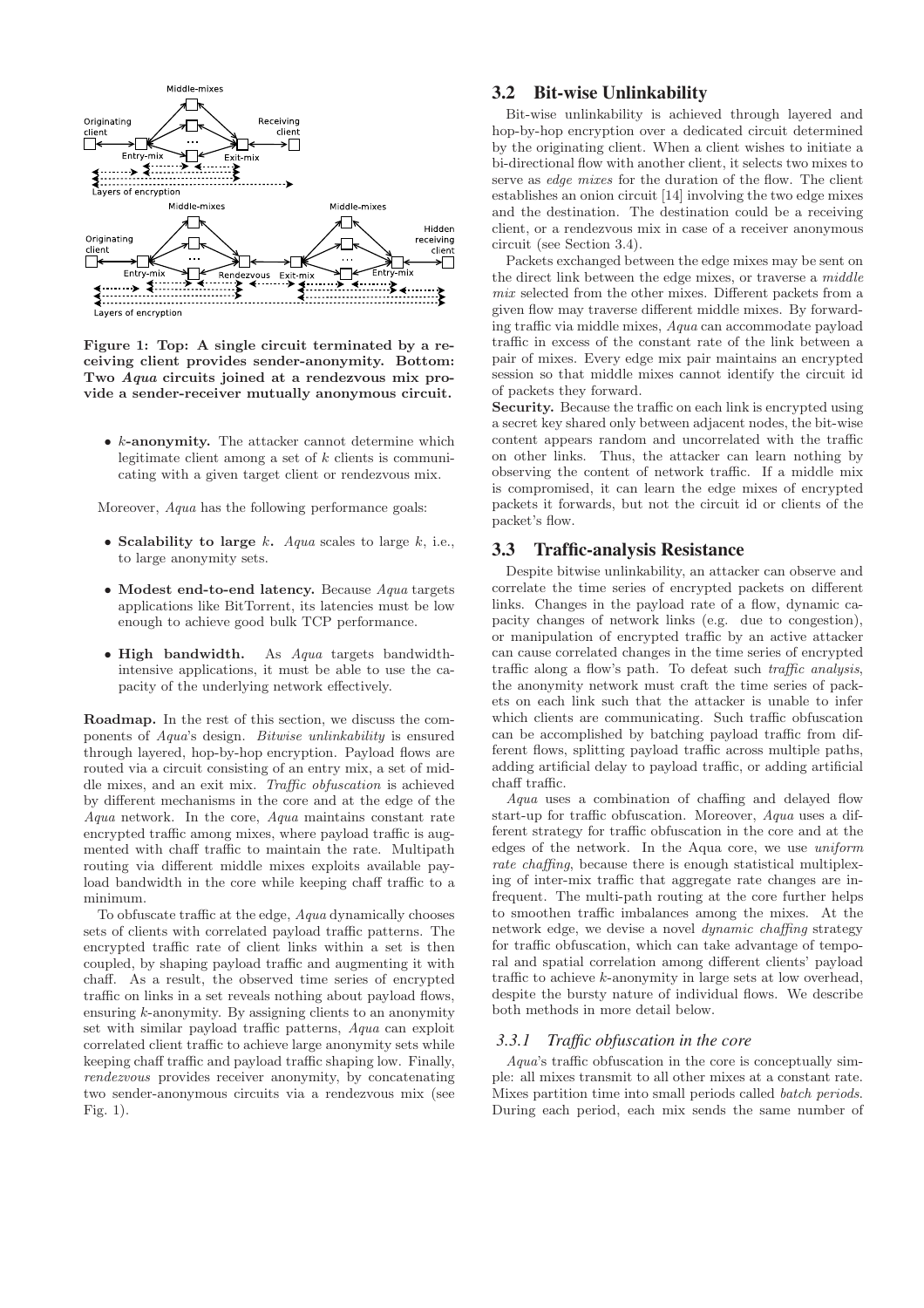Middle-mixes

Originating client

Receiving client

Entry-mix

Exit-mix

Layers of encryption

Middle-mixes

Middle-mixes

Originating client

Hidden receiving client

Entry-mix

Rendezvous

Exit-mix

Entry-mix

Layers of encryption

**Figure 1: Top: A single circuit terminated by a receiving client provides sender-anonymity. Bottom: Two *Aqua* circuits joined at a rendezvous mix provide a sender-receiver mutually anonymous circuit.**

- **$k$-anonymity.** The attacker cannot determine which legitimate client among a set of $k$ clients is communicating with a given target client or rendezvous mix.

Moreover, *Aqua* has the following performance goals:

- **Scalability to large $k$.** *Aqua* scales to large $k$, i.e., to large anonymity sets.
- **Modest end-to-end latency.** Because *Aqua* targets applications like BitTorrent, its latencies must be low enough to achieve good bulk TCP performance.
- **High bandwidth.** As *Aqua* targets bandwidth-intensive applications, it must be able to use the capacity of the underlying network effectively.

**Roadmap.** In the rest of this section, we discuss the components of *Aqua*'s design. *Bitwise unlinkability* is ensured through layered, hop-by-hop encryption. Payload flows are routed via a circuit consisting of an entry mix, a set of middle mixes, and an exit mix. *Traffic obfuscation* is achieved by different mechanisms in the core and at the edge of the *Aqua* network. In the core, *Aqua* maintains constant rate encrypted traffic among mixes, where payload traffic is augmented with chaff traffic to maintain the rate. Multipath routing via different middle mixes exploits available payload bandwidth in the core while keeping chaff traffic to a minimum.

To obfuscate traffic at the edge, *Aqua* dynamically chooses sets of clients with correlated payload traffic patterns. The encrypted traffic rate of client links within a set is then coupled, by shaping payload traffic and augmenting it with chaff. As a result, the observed time series of encrypted traffic on links in a set reveals nothing about payload flows, ensuring $k$-anonymity. By assigning clients to an anonymity set with similar payload traffic patterns, *Aqua* can exploit correlated client traffic to achieve large anonymity sets while keeping chaff traffic and payload traffic shaping low. Finally, *rendezvous* provides receiver anonymity, by concatenating two sender-anonymous circuits via a rendezvous mix (see Fig. 1).

## 3.2 Bit-wise Unlinkability

Bit-wise unlinkability is achieved through layered and hop-by-hop encryption over a dedicated circuit determined by the originating client. When a client wishes to initiate a bi-directional flow with another client, it selects two mixes to serve as *edge mixes* for the duration of the flow. The client establishes an onion circuit [14] involving the two edge mixes and the destination. The destination could be a receiving client, or a rendezvous mix in case of a receiver anonymous circuit (see Section 3.4).

Packets exchanged between the edge mixes may be sent on the direct link between the edge mixes, or traverse a *middle mix* selected from the other mixes. Different packets from a given flow may traverse different middle mixes. By forwarding traffic via middle mixes, *Aqua* can accommodate payload traffic in excess of the constant rate of the link between a pair of mixes. Every edge mix pair maintains an encrypted session so that middle mixes cannot identify the circuit id of packets they forward.

**Security.** Because the traffic on each link is encrypted using a secret key shared only between adjacent nodes, the bit-wise content appears random and uncorrelated with the traffic on other links. Thus, the attacker can learn nothing by observing the content of network traffic. If a middle mix is compromised, it can learn the edge mixes of encrypted packets it forwards, but not the circuit id or clients of the packet's flow.

## 3.3 Traffic-analysis Resistance

Despite bitwise unlinkability, an attacker can observe and correlate the time series of encrypted packets on different links. Changes in the payload rate of a flow, dynamic capacity changes of network links (e.g. due to congestion), or manipulation of encrypted traffic by an active attacker can cause correlated changes in the time series of encrypted traffic along a flow's path. To defeat such *traffic analysis*, the anonymity network must craft the time series of packets on each link such that the attacker is unable to infer which clients are communicating. Such traffic obfuscation can be accomplished by batching payload traffic from different flows, splitting payload traffic across multiple paths, adding artificial delay to payload traffic, or adding artificial chaff traffic.

*Aqua* uses a combination of chaffing and delayed flow start-up for traffic obfuscation. Moreover, *Aqua* uses a different strategy for traffic obfuscation in the core and at the edges of the network. In the Aqua core, we use *uniform rate chaffing*, because there is enough statistical multiplexing of inter-mix traffic that aggregate rate changes are infrequent. The multi-path routing at the core further helps to smoothen traffic imbalances among the mixes. At the network edge, we devise a novel *dynamic chaffing* strategy for traffic obfuscation, which can take advantage of temporal and spatial correlation among different clients' payload traffic to achieve $k$-anonymity in large sets at low overhead, despite the bursty nature of individual flows. We describe both methods in more detail below.

### 3.3.1 Traffic obfuscation in the core

*Aqua*'s traffic obfuscation in the core is conceptually simple: all mixes transmit to all other mixes at a constant rate. Mixes partition time into small periods called *batch periods*. During each period, each mix sends the same number of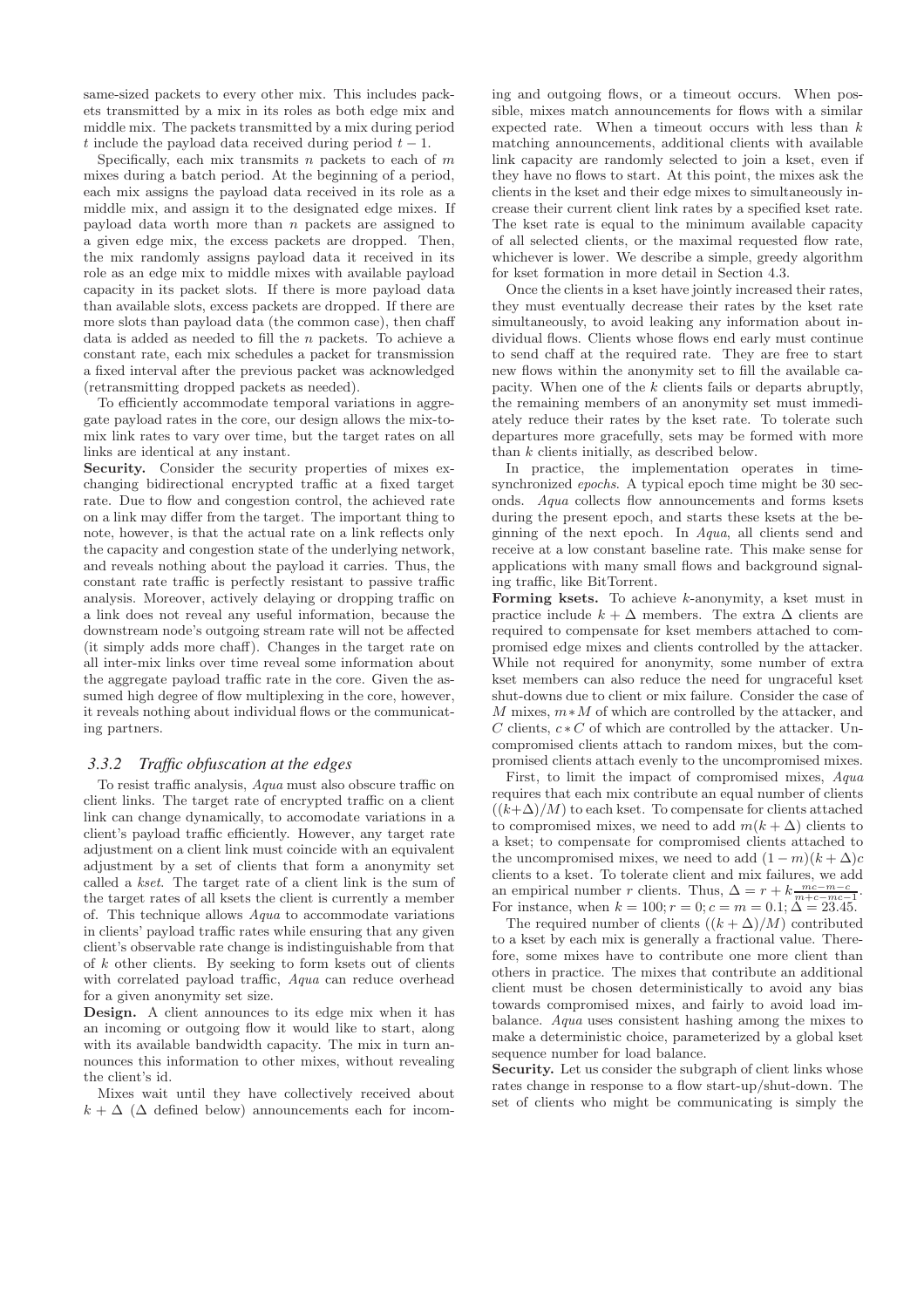same-sized packets to every other mix. This includes packets transmitted by a mix in its roles as both edge mix and middle mix. The packets transmitted by a mix during period $t$ include the payload data received during period $t-1$.

Specifically, each mix transmits $n$ packets to each of $m$ mixes during a batch period. At the beginning of a period, each mix assigns the payload data received in its role as a middle mix, and assign it to the designated edge mixes. If payload data worth more than $n$ packets are assigned to a given edge mix, the excess packets are dropped. Then, the mix randomly assigns payload data it received in its role as an edge mix to middle mixes with available payload capacity in its packet slots. If there is more payload data than available slots, excess packets are dropped. If there are more slots than payload data (the common case), then chaff data is added as needed to fill the $n$ packets. To achieve a constant rate, each mix schedules a packet for transmission a fixed interval after the previous packet was acknowledged (retransmitting dropped packets as needed).

To efficiently accommodate temporal variations in aggregate payload rates in the core, our design allows the mix-to-mix link rates to vary over time, but the target rates on all links are identical at any instant.

**Security.** Consider the security properties of mixes exchanging bidirectional encrypted traffic at a fixed target rate. Due to flow and congestion control, the achieved rate on a link may differ from the target. The important thing to note, however, is that the actual rate on a link reflects only the capacity and congestion state of the underlying network, and reveals nothing about the payload it carries. Thus, the constant rate traffic is perfectly resistant to passive traffic analysis. Moreover, actively delaying or dropping traffic on a link does not reveal any useful information, because the downstream node's outgoing stream rate will not be affected (it simply adds more chaff). Changes in the target rate on all inter-mix links over time reveal some information about the aggregate payload traffic rate in the core. Given the assumed high degree of flow multiplexing in the core, however, it reveals nothing about individual flows or the communicating partners.

### 3.3.2 Traffic obfuscation at the edges

To resist traffic analysis, *Aqua* must also obscure traffic on client links. The target rate of encrypted traffic on a client link can change dynamically, to accomodate variations in a client's payload traffic efficiently. However, any target rate adjustment on a client link must coincide with an equivalent adjustment by a set of clients that form a anonymity set called a *kset*. The target rate of a client link is the sum of the target rates of all ksets the client is currently a member of. This technique allows *Aqua* to accommodate variations in clients' payload traffic rates while ensuring that any given client's observable rate change is indistinguishable from that of $k$ other clients. By seeking to form ksets out of clients with correlated payload traffic, *Aqua* can reduce overhead for a given anonymity set size.

**Design.** A client announces to its edge mix when it has an incoming or outgoing flow it would like to start, along with its available bandwidth capacity. The mix in turn announces this information to other mixes, without revealing the client's id.

Mixes wait until they have collectively received about $k + \Delta$ ($\Delta$ defined below) announcements each for incoming and outgoing flows, or a timeout occurs. When possible, mixes match announcements for flows with a similar expected rate. When a timeout occurs with less than $k$ matching announcements, additional clients with available link capacity are randomly selected to join a kset, even if they have no flows to start. At this point, the mixes ask the clients in the kset and their edge mixes to simultaneously increase their current client link rates by a specified kset rate. The kset rate is equal to the minimum available capacity of all selected clients, or the maximal requested flow rate, whichever is lower. We describe a simple, greedy algorithm for kset formation in more detail in Section 4.3.

Once the clients in a kset have jointly increased their rates, they must eventually decrease their rates by the kset rate simultaneously, to avoid leaking any information about individual flows. Clients whose flows end early must continue to send chaff at the required rate. They are free to start new flows within the anonymity set to fill the available capacity. When one of the $k$ clients fails or departs abruptly, the remaining members of an anonymity set must immediately reduce their rates by the kset rate. To tolerate such departures more gracefully, sets may be formed with more than $k$ clients initially, as described below.

In practice, the implementation operates in time-synchronized *epochs*. A typical epoch time might be 30 seconds. *Aqua* collects flow announcements and forms ksets during the present epoch, and starts these ksets at the beginning of the next epoch. In *Aqua*, all clients send and receive at a low constant baseline rate. This make sense for applications with many small flows and background signaling traffic, like BitTorrent.

**Forming ksets.** To achieve $k$-anonymity, a kset must in practice include $k + \Delta$ members. The extra $\Delta$ clients are required to compensate for kset members attached to compromised edge mixes and clients controlled by the attacker. While not required for anonymity, some number of extra kset members can also reduce the need for ungraceful kset shut-downs due to client or mix failure. Consider the case of $M$ mixes, $m * M$ of which are controlled by the attacker, and $C$ clients, $c * C$ of which are controlled by the attacker. Uncompromised clients attach to random mixes, but the compromised clients attach evenly to the uncompromised mixes.

First, to limit the impact of compromised mixes, *Aqua* requires that each mix contribute an equal number of clients $((k+\Delta)/M)$ to each kset. To compensate for clients attached to compromised mixes, we need to add $m(k + \Delta)$ clients to a kset; to compensate for compromised clients attached to the uncompromised mixes, we need to add $(1 - m)(k + \Delta)c$ clients to a kset. To tolerate client and mix failures, we add an empirical number $r$ clients. Thus, $\Delta = r + k\frac{mc-m-c}{m+c-mc-1}$. For instance, when $k = 100; r = 0; c = m = 0.1; \Delta = 23.45$.

The required number of clients $((k + \Delta)/M)$ contributed to a kset by each mix is generally a fractional value. Therefore, some mixes have to contribute one more client than others in practice. The mixes that contribute an additional client must be chosen deterministically to avoid any bias towards compromised mixes, and fairly to avoid load imbalance. *Aqua* uses consistent hashing among the mixes to make a deterministic choice, parameterized by a global kset sequence number for load balance.

**Security.** Let us consider the subgraph of client links whose rates change in response to a flow start-up/shut-down. The set of clients who might be communicating is simply the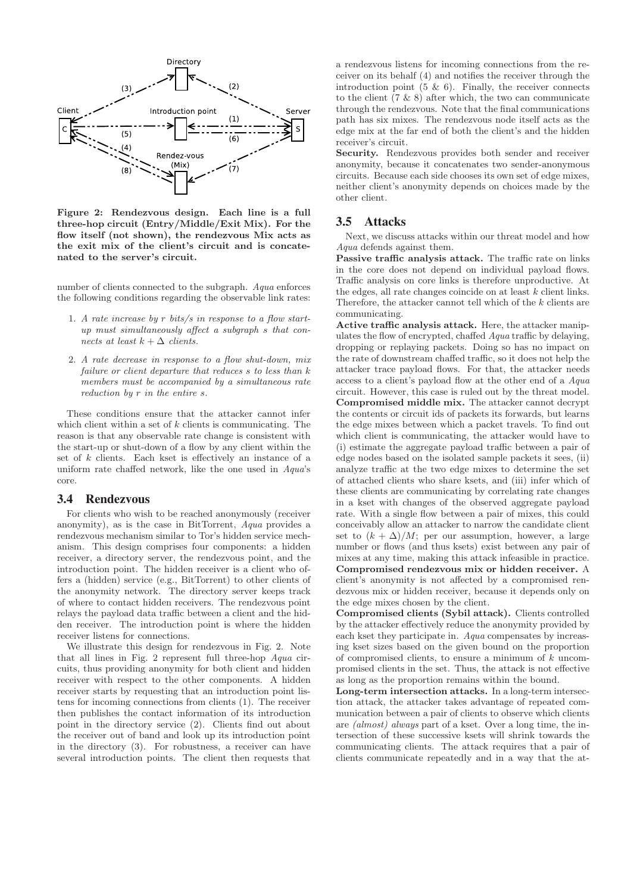Figure 2: Rendezvous design. Each line is a full three-hop circuit (Entry/Middle/Exit Mix). For the flow itself (not shown), the rendezvous Mix acts as the exit mix of the client's circuit and is concatenated to the server's circuit.

number of clients connected to the subgraph. *Aqua* enforces the following conditions regarding the observable link rates:

1. *A rate increase by $r$ bits/s in response to a flow start-up must simultaneously affect a subgraph $s$ that connects at least $k + \Delta$ clients.*
2. *A rate decrease in response to a flow shut-down, mix failure or client departure that reduces $s$ to less than $k$ members must be accompanied by a simultaneous rate reduction by $r$ in the entire $s$.*

These conditions ensure that the attacker cannot infer which client within a set of $k$ clients is communicating. The reason is that any observable rate change is consistent with the start-up or shut-down of a flow by any client within the set of $k$ clients. Each kset is effectively an instance of a uniform rate chaffed network, like the one used in *Aqua*'s core.

## 3.4 Rendezvous

For clients who wish to be reached anonymously (receiver anonymity), as is the case in BitTorrent, *Aqua* provides a rendezvous mechanism similar to Tor's hidden service mechanism. This design comprises four components: a hidden receiver, a directory server, the rendezvous point, and the introduction point. The hidden receiver is a client who offers a (hidden) service (e.g., BitTorrent) to other clients of the anonymity network. The directory server keeps track of where to contact hidden receivers. The rendezvous point relays the payload data traffic between a client and the hidden receiver. The introduction point is where the hidden receiver listens for connections.

We illustrate this design for rendezvous in Fig. 2. Note that all lines in Fig. 2 represent full three-hop *Aqua* circuits, thus providing anonymity for both client and hidden receiver with respect to the other components. A hidden receiver starts by requesting that an introduction point listens for incoming connections from clients (1). The receiver then publishes the contact information of its introduction point in the directory service (2). Clients find out about the receiver out of band and look up its introduction point in the directory (3). For robustness, a receiver can have several introduction points. The client then requests that a rendezvous listens for incoming connections from the receiver on its behalf (4) and notifies the receiver through the introduction point (5 & 6). Finally, the receiver connects to the client (7 & 8) after which, the two can communicate through the rendezvous. Note that the final communications path has six mixes. The rendezvous node itself acts as the edge mix at the far end of both the client's and the hidden receiver's circuit.

**Security.** Rendezvous provides both sender and receiver anonymity, because it concatenates two sender-anonymous circuits. Because each side chooses its own set of edge mixes, neither client's anonymity depends on choices made by the other client.

## 3.5 Attacks

Next, we discuss attacks within our threat model and how *Aqua* defends against them.

**Passive traffic analysis attack.** The traffic rate on links in the core does not depend on individual payload flows. Traffic analysis on core links is therefore unproductive. At the edges, all rate changes coincide on at least $k$ client links. Therefore, the attacker cannot tell which of the $k$ clients are communicating.

**Active traffic analysis attack.** Here, the attacker manipulates the flow of encrypted, chaffed *Aqua* traffic by delaying, dropping or replaying packets. Doing so has no impact on the rate of downstream chaffed traffic, so it does not help the attacker trace payload flows. For that, the attacker needs access to a client's payload flow at the other end of a *Aqua* circuit. However, this case is ruled out by the threat model.

**Compromised middle mix.** The attacker cannot decrypt the contents or circuit ids of packets its forwards, but learns the edge mixes between which a packet travels. To find out which client is communicating, the attacker would have to (i) estimate the aggregate payload traffic between a pair of edge nodes based on the isolated sample packets it sees, (ii) analyze traffic at the two edge mixes to determine the set of attached clients who share ksets, and (iii) infer which of these clients are communicating by correlating rate changes in a kset with changes of the observed aggregate payload rate. With a single flow between a pair of mixes, this could conceivably allow an attacker to narrow the candidate client set to $(k + \Delta)/M$; per our assumption, however, a large number or flows (and thus ksets) exist between any pair of mixes at any time, making this attack infeasible in practice.

**Compromised rendezvous mix or hidden receiver.** A client's anonymity is not affected by a compromised rendezvous mix or hidden receiver, because it depends only on the edge mixes chosen by the client.

**Compromised clients (Sybil attack).** Clients controlled by the attacker effectively reduce the anonymity provided by each kset they participate in. *Aqua* compensates by increasing kset sizes based on the given bound on the proportion of compromised clients, to ensure a minimum of $k$ uncompromised clients in the set. Thus, the attack is not effective as long as the proportion remains within the bound.

**Long-term intersection attacks.** In a long-term intersection attack, the attacker takes advantage of repeated communication between a pair of clients to observe which clients are *(almost) always* part of a kset. Over a long time, the intersection of these successive ksets will shrink towards the communicating clients. The attack requires that a pair of clients communicate repeatedly and in a way that the at-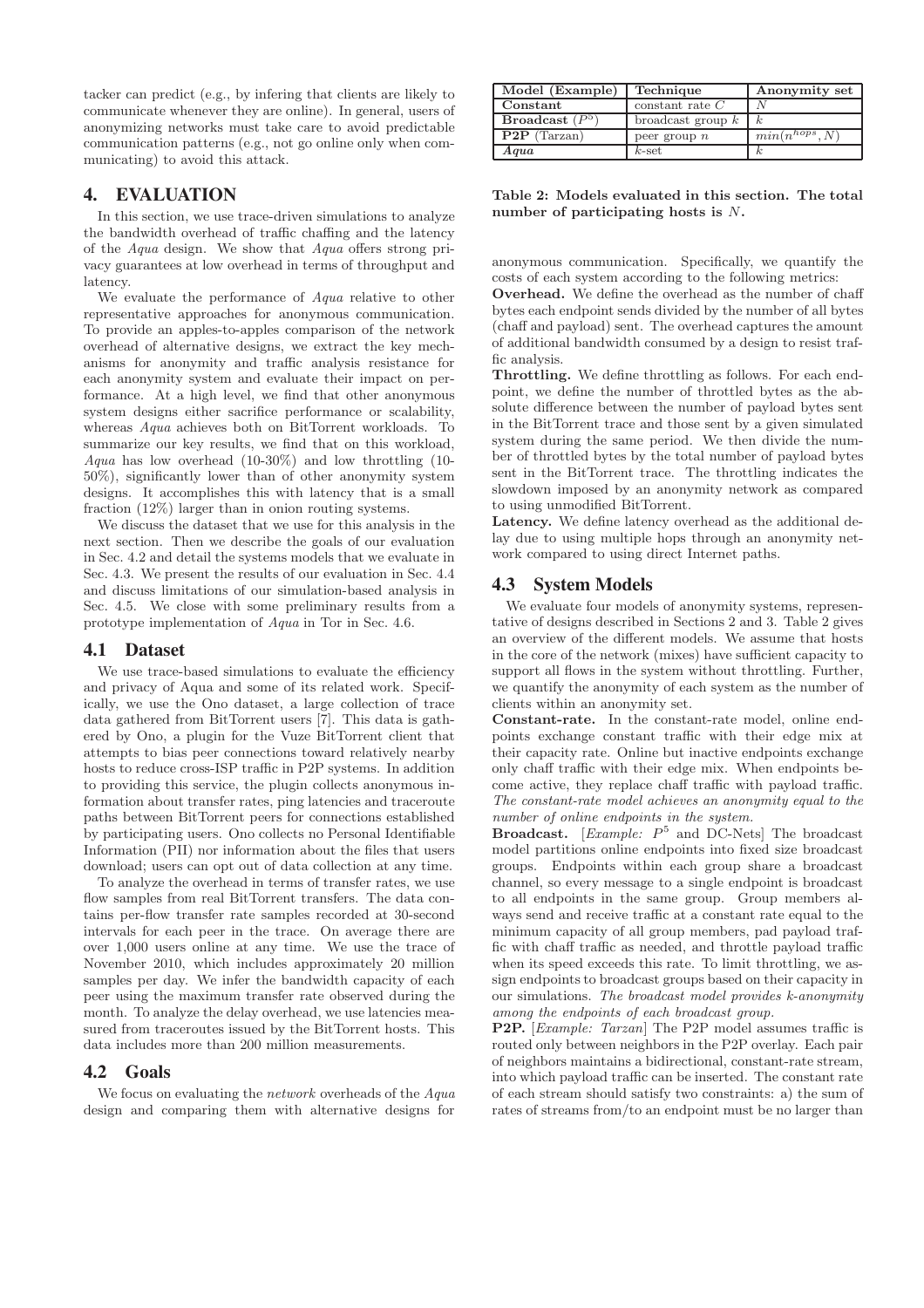tacker can predict (e.g., by infering that clients are likely to communicate whenever they are online). In general, users of anonymizing networks must take care to avoid predictable communication patterns (e.g., not go online only when communicating) to avoid this attack.

# 4. EVALUATION

In this section, we use trace-driven simulations to analyze the bandwidth overhead of traffic chaffing and the latency of the *Aqua* design. We show that *Aqua* offers strong privacy guarantees at low overhead in terms of throughput and latency.

We evaluate the performance of *Aqua* relative to other representative approaches for anonymous communication. To provide an apples-to-apples comparison of the network overhead of alternative designs, we extract the key mechanisms for anonymity and traffic analysis resistance for each anonymity system and evaluate their impact on performance. At a high level, we find that other anonymous system designs either sacrifice performance or scalability, whereas *Aqua* achieves both on BitTorrent workloads. To summarize our key results, we find that on this workload, *Aqua* has low overhead (10-30%) and low throttling (10-50%), significantly lower than of other anonymity system designs. It accomplishes this with latency that is a small fraction (12%) larger than in onion routing systems.

We discuss the dataset that we use for this analysis in the next section. Then we describe the goals of our evaluation in Sec. 4.2 and detail the systems models that we evaluate in Sec. 4.3. We present the results of our evaluation in Sec. 4.4 and discuss limitations of our simulation-based analysis in Sec. 4.5. We close with some preliminary results from a prototype implementation of *Aqua* in Tor in Sec. 4.6.

## 4.1 Dataset

We use trace-based simulations to evaluate the efficiency and privacy of Aqua and some of its related work. Specifically, we use the Ono dataset, a large collection of trace data gathered from BitTorrent users [7]. This data is gathered by Ono, a plugin for the Vuze BitTorrent client that attempts to bias peer connections toward relatively nearby hosts to reduce cross-ISP traffic in P2P systems. In addition to providing this service, the plugin collects anonymous information about transfer rates, ping latencies and traceroute paths between BitTorrent peers for connections established by participating users. Ono collects no Personal Identifiable Information (PII) nor information about the files that users download; users can opt out of data collection at any time.

To analyze the overhead in terms of transfer rates, we use flow samples from real BitTorrent transfers. The data contains per-flow transfer rate samples recorded at 30-second intervals for each peer in the trace. On average there are over 1,000 users online at any time. We use the trace of November 2010, which includes approximately 20 million samples per day. We infer the bandwidth capacity of each peer using the maximum transfer rate observed during the month. To analyze the delay overhead, we use latencies measured from traceroutes issued by the BitTorrent hosts. This data includes more than 200 million measurements.

## 4.2 Goals

We focus on evaluating the *network* overheads of the *Aqua* design and comparing them with alternative designs for anonymous communication. Specifically, we quantify the costs of each system according to the following metrics:

**Overhead.** We define the overhead as the number of chaff bytes each endpoint sends divided by the number of all bytes (chaff and payload) sent. The overhead captures the amount of additional bandwidth consumed by a design to resist traffic analysis.

**Throttling.** We define throttling as follows. For each endpoint, we define the number of throttled bytes as the absolute difference between the number of payload bytes sent in the BitTorrent trace and those sent by a given simulated system during the same period. We then divide the number of throttled bytes by the total number of payload bytes sent in the BitTorrent trace. The throttling indicates the slowdown imposed by an anonymity network as compared to using unmodified BitTorrent.

**Latency.** We define latency overhead as the additional delay due to using multiple hops through an anonymity network compared to using direct Internet paths.

| Model (Example) | Technique | Anonymity set |
|---|---|---|
| **Constant** | constant rate $C$ | $N$ |
| **Broadcast** ($P^5$) | broadcast group $k$ | $k$ |
| **P2P** (Tarzan) | peer group $n$ | $min(n^{hops}, N)$ |
| ***Aqua*** | $k$-set | $k$ |

**Table 2: Models evaluated in this section. The total number of participating hosts is $N$.**

## 4.3 System Models

We evaluate four models of anonymity systems, representative of designs described in Sections 2 and 3. Table 2 gives an overview of the different models. We assume that hosts in the core of the network (mixes) have sufficient capacity to support all flows in the system without throttling. Further, we quantify the anonymity of each system as the number of clients within an anonymity set.

**Constant-rate.** In the constant-rate model, online endpoints exchange constant traffic with their edge mix at their capacity rate. Online but inactive endpoints exchange only chaff traffic with their edge mix. When endpoints become active, they replace chaff traffic with payload traffic. *The constant-rate model achieves an anonymity equal to the number of online endpoints in the system.*

**Broadcast.** [*Example:* $P^5$ and DC-Nets] The broadcast model partitions online endpoints into fixed size broadcast groups. Endpoints within each group share a broadcast channel, so every message to a single endpoint is broadcast to all endpoints in the same group. Group members always send and receive traffic at a constant rate equal to the minimum capacity of all group members, pad payload traffic with chaff traffic as needed, and throttle payload traffic when its speed exceeds this rate. To limit throttling, we assign endpoints to broadcast groups based on their capacity in our simulations. *The broadcast model provides k-anonymity among the endpoints of each broadcast group.*

**P2P.** [*Example: Tarzan*] The P2P model assumes traffic is routed only between neighbors in the P2P overlay. Each pair of neighbors maintains a bidirectional, constant-rate stream, into which payload traffic can be inserted. The constant rate of each stream should satisfy two constraints: a) the sum of rates of streams from/to an endpoint must be no larger than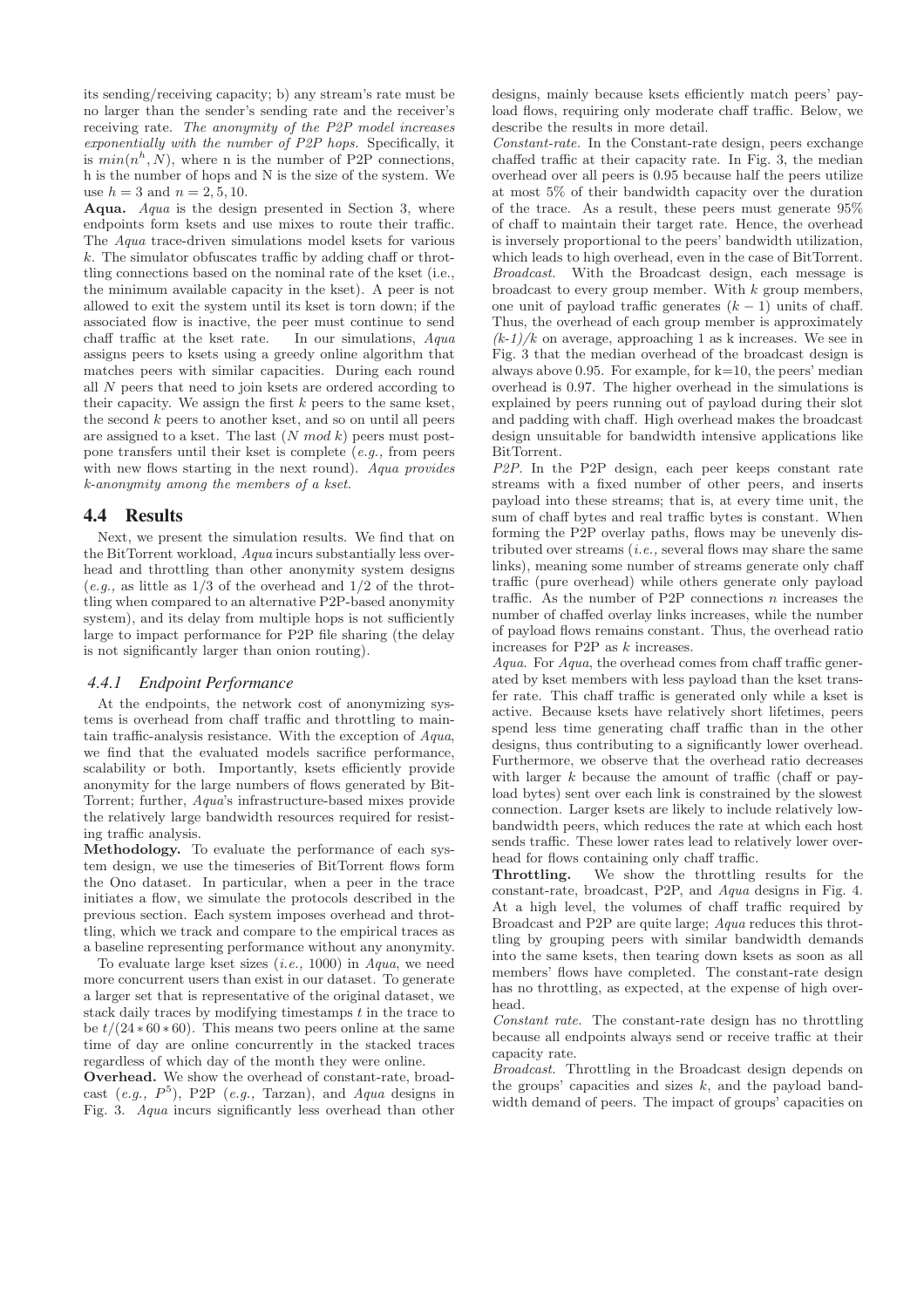its sending/receiving capacity; b) any stream's rate must be no larger than the sender's sending rate and the receiver's receiving rate. *The anonymity of the P2P model increases exponentially with the number of P2P hops.* Specifically, it is $min(n^h, N)$, where n is the number of P2P connections, h is the number of hops and N is the size of the system. We use $h = 3$ and $n = 2, 5, 10$.

**Aqua.** *Aqua* is the design presented in Section 3, where endpoints form ksets and use mixes to route their traffic. The *Aqua* trace-driven simulations model ksets for various $k$. The simulator obfuscates traffic by adding chaff or throttling connections based on the nominal rate of the kset (i.e., the minimum available capacity in the kset). A peer is not allowed to exit the system until its kset is torn down; if the associated flow is inactive, the peer must continue to send chaff traffic at the kset rate. In our simulations, *Aqua* assigns peers to ksets using a greedy online algorithm that matches peers with similar capacities. During each round all $N$ peers that need to join ksets are ordered according to their capacity. We assign the first $k$ peers to the same kset, the second $k$ peers to another kset, and so on until all peers are assigned to a kset. The last ($N \bmod k$) peers must postpone transfers until their kset is complete (*e.g.,* from peers with new flows starting in the next round). *Aqua provides k-anonymity among the members of a kset.*

## 4.4 Results

Next, we present the simulation results. We find that on the BitTorrent workload, *Aqua* incurs substantially less overhead and throttling than other anonymity system designs (*e.g.,* as little as 1/3 of the overhead and 1/2 of the throttling when compared to an alternative P2P-based anonymity system), and its delay from multiple hops is not sufficiently large to impact performance for P2P file sharing (the delay is not significantly larger than onion routing).

### 4.4.1 Endpoint Performance

At the endpoints, the network cost of anonymizing systems is overhead from chaff traffic and throttling to maintain traffic-analysis resistance. With the exception of *Aqua*, we find that the evaluated models sacrifice performance, scalability or both. Importantly, ksets efficiently provide anonymity for the large numbers of flows generated by BitTorrent; further, *Aqua*'s infrastructure-based mixes provide the relatively large bandwidth resources required for resisting traffic analysis.

**Methodology.** To evaluate the performance of each system design, we use the timeseries of BitTorrent flows form the Ono dataset. In particular, when a peer in the trace initiates a flow, we simulate the protocols described in the previous section. Each system imposes overhead and throttling, which we track and compare to the empirical traces as a baseline representing performance without any anonymity.

To evaluate large kset sizes (*i.e.,* 1000) in *Aqua*, we need more concurrent users than exist in our dataset. To generate a larger set that is representative of the original dataset, we stack daily traces by modifying timestamps $t$ in the trace to be $t/(24 * 60 * 60)$. This means two peers online at the same time of day are online concurrently in the stacked traces regardless of which day of the month they were online.

**Overhead.** We show the overhead of constant-rate, broadcast (*e.g.,* $P^5$), P2P (*e.g.,* Tarzan), and *Aqua* designs in Fig. 3. *Aqua* incurs significantly less overhead than other designs, mainly because ksets efficiently match peers' payload flows, requiring only moderate chaff traffic. Below, we describe the results in more detail.

*Constant-rate.* In the Constant-rate design, peers exchange chaffed traffic at their capacity rate. In Fig. 3, the median overhead over all peers is 0.95 because half the peers utilize at most 5% of their bandwidth capacity over the duration of the trace. As a result, these peers must generate 95% of chaff to maintain their target rate. Hence, the overhead is inversely proportional to the peers' bandwidth utilization, which leads to high overhead, even in the case of BitTorrent.

*Broadcast.* With the Broadcast design, each message is broadcast to every group member. With $k$ group members, one unit of payload traffic generates $(k - 1)$ units of chaff. Thus, the overhead of each group member is approximately *(k-1)/k* on average, approaching 1 as k increases. We see in Fig. 3 that the median overhead of the broadcast design is always above 0.95. For example, for k=10, the peers' median overhead is 0.97. The higher overhead in the simulations is explained by peers running out of payload during their slot and padding with chaff. High overhead makes the broadcast design unsuitable for bandwidth intensive applications like BitTorrent.

*P2P.* In the P2P design, each peer keeps constant rate streams with a fixed number of other peers, and inserts payload into these streams; that is, at every time unit, the sum of chaff bytes and real traffic bytes is constant. When forming the P2P overlay paths, flows may be unevenly distributed over streams (*i.e.,* several flows may share the same links), meaning some number of streams generate only chaff traffic (pure overhead) while others generate only payload traffic. As the number of P2P connections $n$ increases the number of chaffed overlay links increases, while the number of payload flows remains constant. Thus, the overhead ratio increases for P2P as $k$ increases.

*Aqua.* For *Aqua*, the overhead comes from chaff traffic generated by kset members with less payload than the kset transfer rate. This chaff traffic is generated only while a kset is active. Because ksets have relatively short lifetimes, peers spend less time generating chaff traffic than in the other designs, thus contributing to a significantly lower overhead. Furthermore, we observe that the overhead ratio decreases with larger $k$ because the amount of traffic (chaff or payload bytes) sent over each link is constrained by the slowest connection. Larger ksets are likely to include relatively low-bandwidth peers, which reduces the rate at which each host sends traffic. These lower rates lead to relatively lower overhead for flows containing only chaff traffic.

**Throttling.** We show the throttling results for the constant-rate, broadcast, P2P, and *Aqua* designs in Fig. 4. At a high level, the volumes of chaff traffic required by Broadcast and P2P are quite large; *Aqua* reduces this throttling by grouping peers with similar bandwidth demands into the same ksets, then tearing down ksets as soon as all members' flows have completed. The constant-rate design has no throttling, as expected, at the expense of high overhead.

*Constant rate.* The constant-rate design has no throttling because all endpoints always send or receive traffic at their capacity rate.

*Broadcast.* Throttling in the Broadcast design depends on the groups' capacities and sizes $k$, and the payload bandwidth demand of peers. The impact of groups' capacities on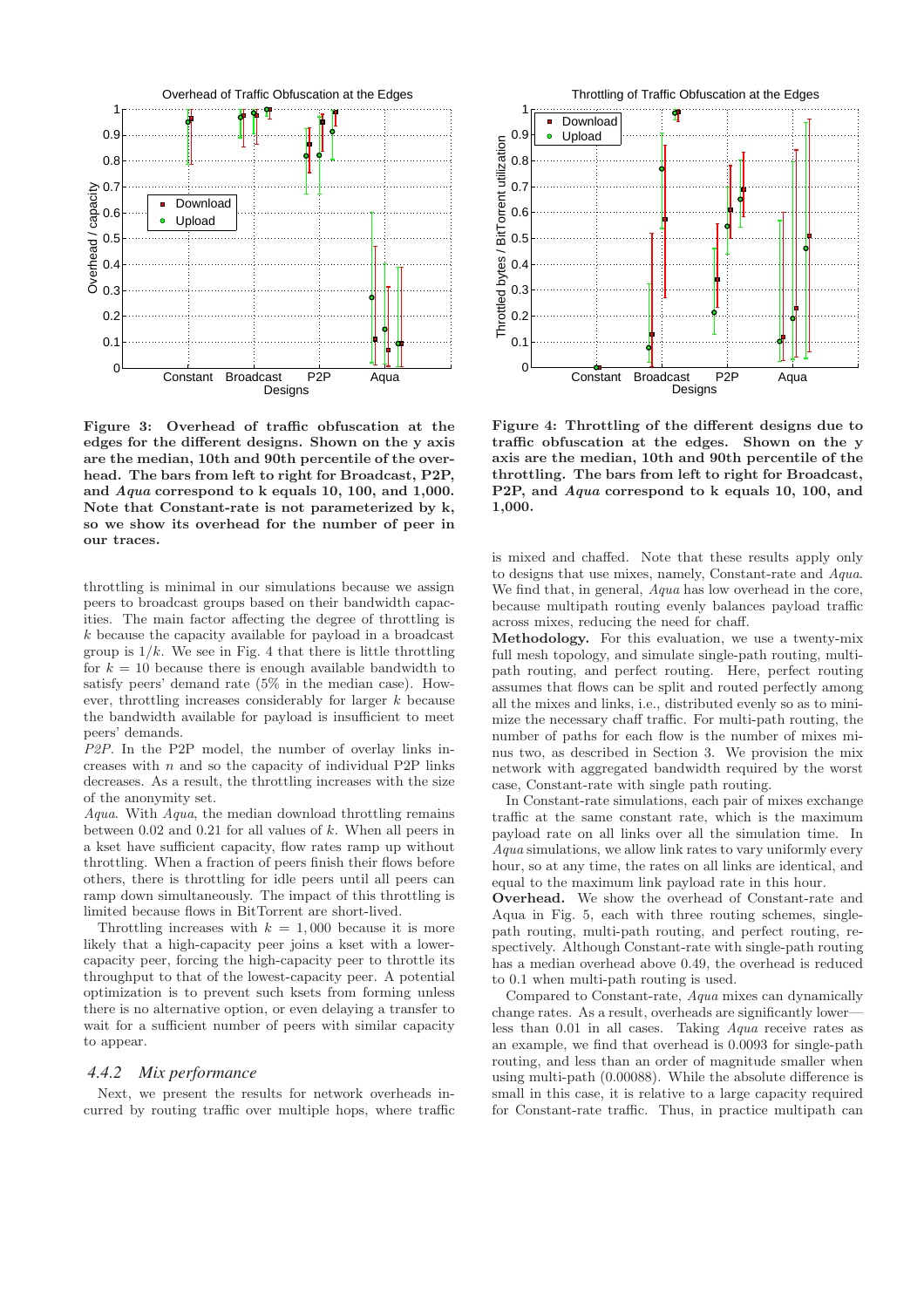Figure 3: Overhead of traffic obfuscation at the edges for the different designs. Shown on the y axis are the median, 10th and 90th percentile of the overhead. The bars from left to right for Broadcast, P2P, and *Aqua* correspond to k equals 10, 100, and 1,000. Note that Constant-rate is not parameterized by k, so we show its overhead for the number of peer in our traces.

Figure 4: Throttling of the different designs due to traffic obfuscation at the edges. Shown on the y axis are the median, 10th and 90th percentile of the throttling. The bars from left to right for Broadcast, P2P, and *Aqua* correspond to k equals 10, 100, and 1,000.

throttling is minimal in our simulations because we assign peers to broadcast groups based on their bandwidth capacities. The main factor affecting the degree of throttling is $k$ because the capacity available for payload in a broadcast group is $1/k$. We see in Fig. 4 that there is little throttling for $k = 10$ because there is enough available bandwidth to satisfy peers' demand rate (5% in the median case). However, throttling increases considerably for larger $k$ because the bandwidth available for payload is insufficient to meet peers' demands.

*P2P.* In the P2P model, the number of overlay links increases with $n$ and so the capacity of individual P2P links decreases. As a result, the throttling increases with the size of the anonymity set.

*Aqua.* With *Aqua*, the median download throttling remains between 0.02 and 0.21 for all values of $k$. When all peers in a kset have sufficient capacity, flow rates ramp up without throttling. When a fraction of peers finish their flows before others, there is throttling for idle peers until all peers can ramp down simultaneously. The impact of this throttling is limited because flows in BitTorrent are short-lived.

Throttling increases with $k = 1,000$ because it is more likely that a high-capacity peer joins a kset with a lower-capacity peer, forcing the high-capacity peer to throttle its throughput to that of the lowest-capacity peer. A potential optimization is to prevent such ksets from forming unless there is no alternative option, or even delaying a transfer to wait for a sufficient number of peers with similar capacity to appear.

### 4.4.2 Mix performance

Next, we present the results for network overheads incurred by routing traffic over multiple hops, where traffic is mixed and chaffed. Note that these results apply only to designs that use mixes, namely, Constant-rate and *Aqua*. We find that, in general, *Aqua* has low overhead in the core, because multipath routing evenly balances payload traffic across mixes, reducing the need for chaff.

**Methodology.** For this evaluation, we use a twenty-mix full mesh topology, and simulate single-path routing, multipath routing, and perfect routing. Here, perfect routing assumes that flows can be split and routed perfectly among all the mixes and links, i.e., distributed evenly so as to minimize the necessary chaff traffic. For multi-path routing, the number of paths for each flow is the number of mixes minus two, as described in Section 3. We provision the mix network with aggregated bandwidth required by the worst case, Constant-rate with single path routing.

In Constant-rate simulations, each pair of mixes exchange traffic at the same constant rate, which is the maximum payload rate on all links over all the simulation time. In *Aqua* simulations, we allow link rates to vary uniformly every hour, so at any time, the rates on all links are identical, and equal to the maximum link payload rate in this hour.

**Overhead.** We show the overhead of Constant-rate and Aqua in Fig. 5, each with three routing schemes, single-path routing, multi-path routing, and perfect routing, respectively. Although Constant-rate with single-path routing has a median overhead above 0.49, the overhead is reduced to 0.1 when multi-path routing is used.

Compared to Constant-rate, *Aqua* mixes can dynamically change rates. As a result, overheads are significantly lower—less than 0.01 in all cases. Taking *Aqua* receive rates as an example, we find that overhead is 0.0093 for single-path routing, and less than an order of magnitude smaller when using multi-path (0.00088). While the absolute difference is small in this case, it is relative to a large capacity required for Constant-rate traffic. Thus, in practice multipath can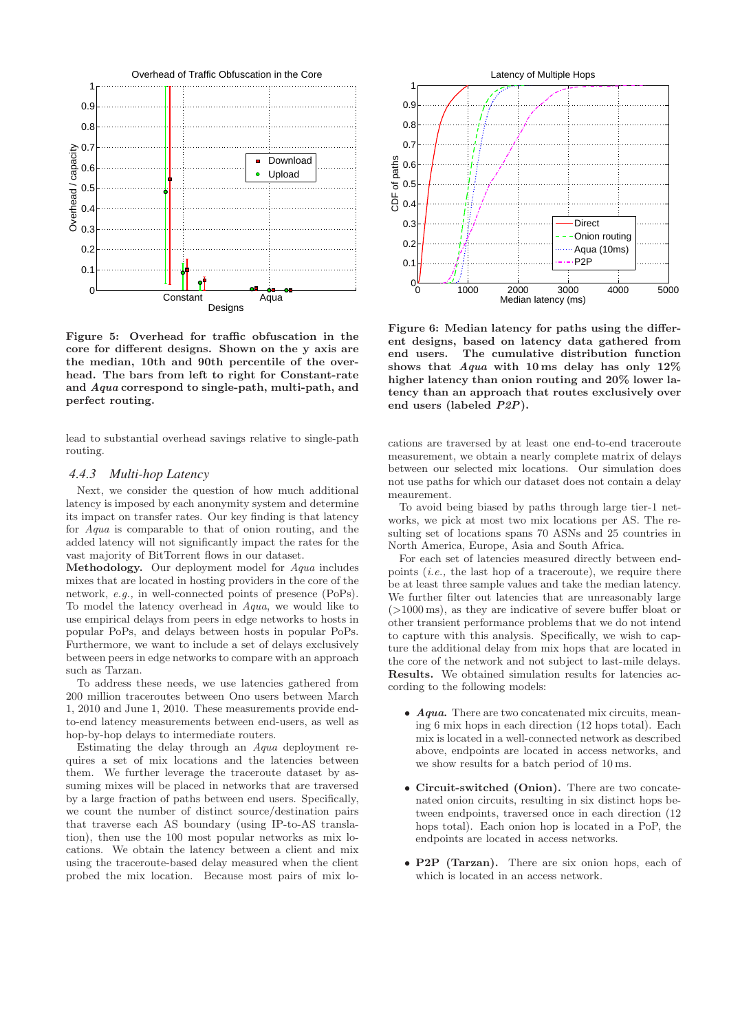Figure 5: Overhead for traffic obfuscation in the core for different designs. Shown on the y axis are the median, 10th and 90th percentile of the overhead. The bars from left to right for Constant-rate and *Aqua* correspond to single-path, multi-path, and perfect routing.

Figure 6: Median latency for paths using the different designs, based on latency data gathered from end users. The cumulative distribution function shows that *Aqua* with 10 ms delay has only 12% higher latency than onion routing and 20% lower latency than an approach that routes exclusively over end users (labeled *P2P*).

lead to substantial overhead savings relative to single-path routing.

### 4.4.3 Multi-hop Latency

Next, we consider the question of how much additional latency is imposed by each anonymity system and determine its impact on transfer rates. Our key finding is that latency for *Aqua* is comparable to that of onion routing, and the added latency will not significantly impact the rates for the vast majority of BitTorrent flows in our dataset.

**Methodology.** Our deployment model for *Aqua* includes mixes that are located in hosting providers in the core of the network, *e.g.,* in well-connected points of presence (PoPs). To model the latency overhead in *Aqua*, we would like to use empirical delays from peers in edge networks to hosts in popular PoPs, and delays between hosts in popular PoPs. Furthermore, we want to include a set of delays exclusively between peers in edge networks to compare with an approach such as Tarzan.

To address these needs, we use latencies gathered from 200 million traceroutes between Ono users between March 1, 2010 and June 1, 2010. These measurements provide end-to-end latency measurements between end-users, as well as hop-by-hop delays to intermediate routers.

Estimating the delay through an *Aqua* deployment requires a set of mix locations and the latencies between them. We further leverage the traceroute dataset by assuming mixes will be placed in networks that are traversed by a large fraction of paths between end users. Specifically, we count the number of distinct source/destination pairs that traverse each AS boundary (using IP-to-AS translation), then use the 100 most popular networks as mix locations. We obtain the latency between a client and mix using the traceroute-based delay measured when the client probed the mix location. Because most pairs of mix locations are traversed by at least one end-to-end traceroute measurement, we obtain a nearly complete matrix of delays between our selected mix locations. Our simulation does not use paths for which our dataset does not contain a delay measurement.

To avoid being biased by paths through large tier-1 networks, we pick at most two mix locations per AS. The resulting set of locations spans 70 ASNs and 25 countries in North America, Europe, Asia and South Africa.

For each set of latencies measured directly between endpoints (*i.e.,* the last hop of a traceroute), we require there be at least three sample values and take the median latency. We further filter out latencies that are unreasonably large (>1000 ms), as they are indicative of severe buffer bloat or other transient performance problems that we do not intend to capture with this analysis. Specifically, we wish to capture the additional delay from mix hops that are located in the core of the network and not subject to last-mile delays.

**Results.** We obtained simulation results for latencies according to the following models:

- ***Aqua.*** There are two concatenated mix circuits, meaning 6 mix hops in each direction (12 hops total). Each mix is located in a well-connected network as described above, endpoints are located in access networks, and we show results for a batch period of 10 ms.
- **Circuit-switched (Onion).** There are two concatenated onion circuits, resulting in six distinct hops between endpoints, traversed once in each direction (12 hops total). Each onion hop is located in a PoP, the endpoints are located in access networks.
- **P2P (Tarzan).** There are six onion hops, each of which is located in an access network.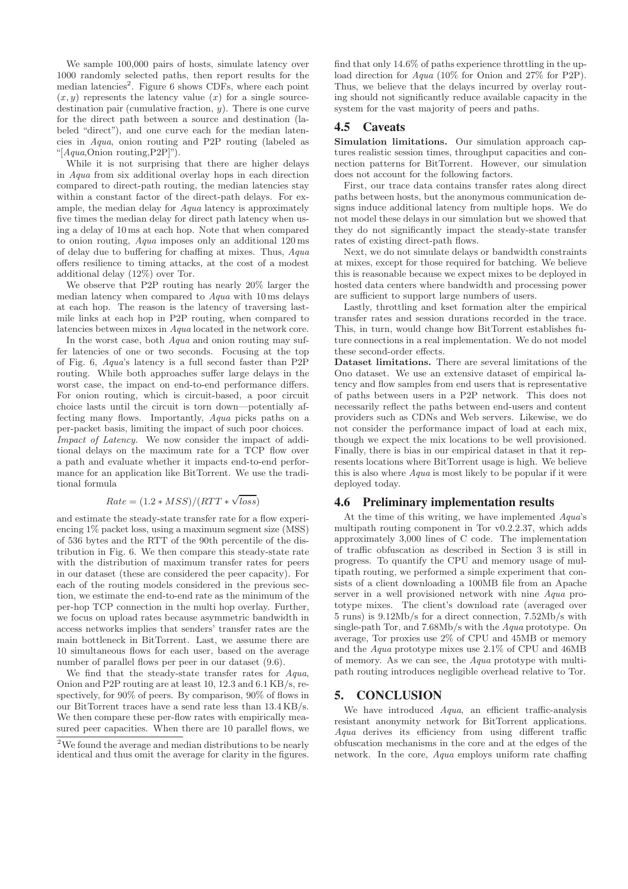We sample 100,000 pairs of hosts, simulate latency over 1000 randomly selected paths, then report results for the median latencies[2]. Figure 6 shows CDFs, where each point $(x, y)$ represents the latency value ($x$) for a single source-destination pair (cumulative fraction, $y$). There is one curve for the direct path between a source and destination (labeled "direct"), and one curve each for the median latencies in *Aqua*, onion routing and P2P routing (labeled as "[*Aqua*,Onion routing,P2P]").

While it is not surprising that there are higher delays in *Aqua* from six additional overlay hops in each direction compared to direct-path routing, the median latencies stay within a constant factor of the direct-path delays. For example, the median delay for *Aqua* latency is approximately five times the median delay for direct path latency when using a delay of 10 ms at each hop. Note that when compared to onion routing, *Aqua* imposes only an additional 120 ms of delay due to buffering for chaffing at mixes. Thus, *Aqua* offers resilience to timing attacks, at the cost of a modest additional delay (12%) over Tor.

We observe that P2P routing has nearly 20% larger the median latency when compared to *Aqua* with 10 ms delays at each hop. The reason is the latency of traversing last-mile links at each hop in P2P routing, when compared to latencies between mixes in *Aqua* located in the network core.

In the worst case, both *Aqua* and onion routing may suffer latencies of one or two seconds. Focusing at the top of Fig. 6, *Aqua*'s latency is a full second faster than P2P routing. While both approaches suffer large delays in the worst case, the impact on end-to-end performance differs. For onion routing, which is circuit-based, a poor circuit choice lasts until the circuit is torn down—potentially affecting many flows. Importantly, *Aqua* picks paths on a per-packet basis, limiting the impact of such poor choices.

*Impact of Latency.* We now consider the impact of additional delays on the maximum rate for a TCP flow over a path and evaluate whether it impacts end-to-end performance for an application like BitTorrent. We use the traditional formula

$$Rate = (1.2 * MSS)/(RTT * \sqrt{loss})$$

and estimate the steady-state transfer rate for a flow experiencing 1% packet loss, using a maximum segment size (MSS) of 536 bytes and the RTT of the 90th percentile of the distribution in Fig. 6. We then compare this steady-state rate with the distribution of maximum transfer rates for peers in our dataset (these are considered the peer capacity). For each of the routing models considered in the previous section, we estimate the end-to-end rate as the minimum of the per-hop TCP connection in the multi hop overlay. Further, we focus on upload rates because asymmetric bandwidth in access networks implies that senders' transfer rates are the main bottleneck in BitTorrent. Last, we assume there are 10 simultaneous flows for each user, based on the average number of parallel flows per peer in our dataset (9.6).

We find that the steady-state transfer rates for *Aqua*, Onion and P2P routing are at least 10, 12.3 and 6.1 KB/s, respectively, for 90% of peers. By comparison, 90% of flows in our BitTorrent traces have a send rate less than 13.4 KB/s. We then compare these per-flow rates with empirically measured peer capacities. When there are 10 parallel flows, we find that only 14.6% of paths experience throttling in the upload direction for *Aqua* (10% for Onion and 27% for P2P). Thus, we believe that the delays incurred by overlay routing should not significantly reduce available capacity in the system for the vast majority of peers and paths.

[2]We found the average and median distributions to be nearly identical and thus omit the average for clarity in the figures.

## 4.5 Caveats

**Simulation limitations.** Our simulation approach captures realistic session times, throughput capacities and connection patterns for BitTorrent. However, our simulation does not account for the following factors.

First, our trace data contains transfer rates along direct paths between hosts, but the anonymous communication designs induce additional latency from multiple hops. We do not model these delays in our simulation but we showed that they do not significantly impact the steady-state transfer rates of existing direct-path flows.

Next, we do not simulate delays or bandwidth constraints at mixes, except for those required for batching. We believe this is reasonable because we expect mixes to be deployed in hosted data centers where bandwidth and processing power are sufficient to support large numbers of users.

Lastly, throttling and kset formation alter the empirical transfer rates and session durations recorded in the trace. This, in turn, would change how BitTorrent establishes future connections in a real implementation. We do not model these second-order effects.

**Dataset limitations.** There are several limitations of the Ono dataset. We use an extensive dataset of empirical latency and flow samples from end users that is representative of paths between users in a P2P network. This does not necessarily reflect the paths between end-users and content providers such as CDNs and Web servers. Likewise, we do not consider the performance impact of load at each mix, though we expect the mix locations to be well provisioned. Finally, there is bias in our empirical dataset in that it represents locations where BitTorrent usage is high. We believe this is also where *Aqua* is most likely to be popular if it were deployed today.

## 4.6 Preliminary implementation results

At the time of this writing, we have implemented *Aqua*'s multipath routing component in Tor v0.2.2.37, which adds approximately 3,000 lines of C code. The implementation of traffic obfuscation as described in Section 3 is still in progress. To quantify the CPU and memory usage of multipath routing, we performed a simple experiment that consists of a client downloading a 100MB file from an Apache server in a well provisioned network with nine *Aqua* prototype mixes. The client's download rate (averaged over 5 runs) is 9.12Mb/s for a direct connection, 7.52Mb/s with single-path Tor, and 7.68Mb/s with the *Aqua* prototype. On average, Tor proxies use 2% of CPU and 45MB or memory and the *Aqua* prototype mixes use 2.1% of CPU and 46MB of memory. As we can see, the *Aqua* prototype with multipath routing introduces negligible overhead relative to Tor.

# 5. CONCLUSION

We have introduced *Aqua*, an efficient traffic-analysis resistant anonymity network for BitTorrent applications. *Aqua* derives its efficiency from using different traffic obfuscation mechanisms in the core and at the edges of the network. In the core, *Aqua* employs uniform rate chaffing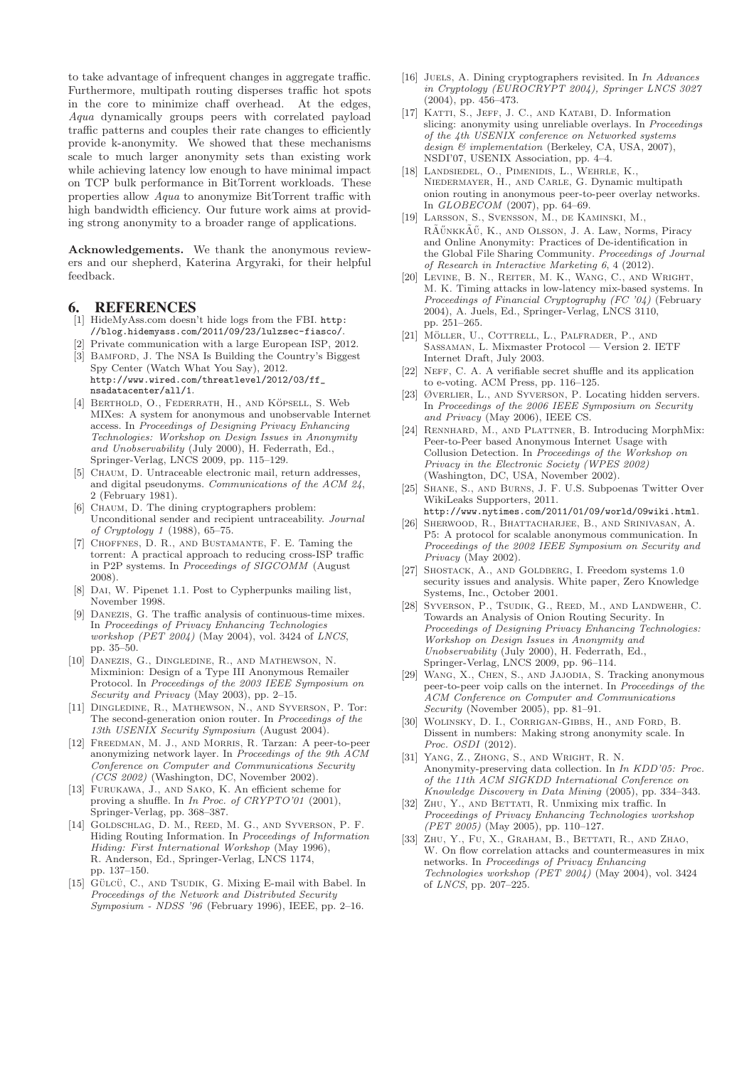to take advantage of infrequent changes in aggregate traffic. Furthermore, multipath routing disperses traffic hot spots in the core to minimize chaff overhead. At the edges, *Aqua* dynamically groups peers with correlated payload traffic patterns and couples their rate changes to efficiently provide k-anonymity. We showed that these mechanisms scale to much larger anonymity sets than existing work while achieving latency low enough to have minimal impact on TCP bulk performance in BitTorrent workloads. These properties allow *Aqua* to anonymize BitTorrent traffic with high bandwidth efficiency. Our future work aims at providing strong anonymity to a broader range of applications.

**Acknowledgements.** We thank the anonymous reviewers and our shepherd, Katerina Argyraki, for their helpful feedback.

# 6. REFERENCES

[1] HideMyAss.com doesn't hide logs from the FBI. http://blog.hidemyass.com/2011/09/23/lulzsec-fiasco/.

[2] Private communication with a large European ISP, 2012.

[3] Bamford, J. The NSA Is Building the Country's Biggest Spy Center (Watch What You Say), 2012. http://www.wired.com/threatlevel/2012/03/ff_nsadatacenter/all/1.

[4] Berthold, O., Federrath, H., and Köpsell, S. Web MIXes: A system for anonymous and unobservable Internet access. In *Proceedings of Designing Privacy Enhancing Technologies: Workshop on Design Issues in Anonymity and Unobservability* (July 2000), H. Federrath, Ed., Springer-Verlag, LNCS 2009, pp. 115–129.

[5] Chaum, D. Untraceable electronic mail, return addresses, and digital pseudonyms. *Communications of the ACM 24*, 2 (February 1981).

[6] Chaum, D. The dining cryptographers problem: Unconditional sender and recipient untraceability. *Journal of Cryptology 1* (1988), 65–75.

[7] Choffnes, D. R., and Bustamante, F. E. Taming the torrent: A practical approach to reducing cross-ISP traffic in P2P systems. In *Proceedings of SIGCOMM* (August 2008).

[8] Dai, W. Pipenet 1.1. Post to Cypherpunks mailing list, November 1998.

[9] Danezis, G. The traffic analysis of continuous-time mixes. In *Proceedings of Privacy Enhancing Technologies workshop (PET 2004)* (May 2004), vol. 3424 of *LNCS*, pp. 35–50.

[10] Danezis, G., Dingledine, R., and Mathewson, N. Mixminion: Design of a Type III Anonymous Remailer Protocol. In *Proceedings of the 2003 IEEE Symposium on Security and Privacy* (May 2003), pp. 2–15.

[11] Dingledine, R., Mathewson, N., and Syverson, P. Tor: The second-generation onion router. In *Proceedings of the 13th USENIX Security Symposium* (August 2004).

[12] Freedman, M. J., and Morris, R. Tarzan: A peer-to-peer anonymizing network layer. In *Proceedings of the 9th ACM Conference on Computer and Communications Security (CCS 2002)* (Washington, DC, November 2002).

[13] Furukawa, J., and Sako, K. An efficient scheme for proving a shuffle. In *In Proc. of CRYPTO'01* (2001), Springer-Verlag, pp. 368–387.

[14] Goldschlag, D. M., Reed, M. G., and Syverson, P. F. Hiding Routing Information. In *Proceedings of Information Hiding: First International Workshop* (May 1996), R. Anderson, Ed., Springer-Verlag, LNCS 1174, pp. 137–150.

[15] Gülcü, C., and Tsudik, G. Mixing E-mail with Babel. In *Proceedings of the Network and Distributed Security Symposium - NDSS '96* (February 1996), IEEE, pp. 2–16.

[16] Juels, A. Dining cryptographers revisited. In *In Advances in Cryptology (EUROCRYPT 2004), Springer LNCS 3027* (2004), pp. 456–473.

[17] Katti, S., Jeff, J. C., and Katabi, D. Information slicing: anonymity using unreliable overlays. In *Proceedings of the 4th USENIX conference on Networked systems design & implementation* (Berkeley, CA, USA, 2007), NSDI'07, USENIX Association, pp. 4–4.

[18] Landsiedel, O., Pimenidis, L., Wehrle, K., Niedermayer, H., and Carle, G. Dynamic multipath onion routing in anonymous peer-to-peer overlay networks. In *GLOBECOM* (2007), pp. 64–69.

[19] Larsson, S., Svensson, M., de Kaminski, M., RÃŰnkkÃŰ, K., and Olsson, J. A. Law, Norms, Piracy and Online Anonymity: Practices of De-identification in the Global File Sharing Community. *Proceedings of Journal of Research in Interactive Marketing 6*, 4 (2012).

[20] Levine, B. N., Reiter, M. K., Wang, C., and Wright, M. K. Timing attacks in low-latency mix-based systems. In *Proceedings of Financial Cryptography (FC '04)* (February 2004), A. Juels, Ed., Springer-Verlag, LNCS 3110, pp. 251–265.

[21] Möller, U., Cottrell, L., Palfrader, P., and Sassaman, L. Mixmaster Protocol — Version 2. IETF Internet Draft, July 2003.

[22] Neff, C. A. A verifiable secret shuffle and its application to e-voting. ACM Press, pp. 116–125.

[23] Øverlier, L., and Syverson, P. Locating hidden servers. In *Proceedings of the 2006 IEEE Symposium on Security and Privacy* (May 2006), IEEE CS.

[24] Rennhard, M., and Plattner, B. Introducing MorphMix: Peer-to-Peer based Anonymous Internet Usage with Collusion Detection. In *Proceedings of the Workshop on Privacy in the Electronic Society (WPES 2002)* (Washington, DC, USA, November 2002).

[25] Shane, S., and Burns, J. F. U.S. Subpoenas Twitter Over WikiLeaks Supporters, 2011. http://www.nytimes.com/2011/01/09/world/09wiki.html.

[26] Sherwood, R., Bhattacharjee, B., and Srinivasan, A. P5: A protocol for scalable anonymous communication. In *Proceedings of the 2002 IEEE Symposium on Security and Privacy* (May 2002).

[27] Shostack, A., and Goldberg, I. Freedom systems 1.0 security issues and analysis. White paper, Zero Knowledge Systems, Inc., October 2001.

[28] Syverson, P., Tsudik, G., Reed, M., and Landwehr, C. Towards an Analysis of Onion Routing Security. In *Proceedings of Designing Privacy Enhancing Technologies: Workshop on Design Issues in Anonymity and Unobservability* (July 2000), H. Federrath, Ed., Springer-Verlag, LNCS 2009, pp. 96–114.

[29] Wang, X., Chen, S., and Jajodia, S. Tracking anonymous peer-to-peer voip calls on the internet. In *Proceedings of the ACM Conference on Computer and Communications Security* (November 2005), pp. 81–91.

[30] Wolinsky, D. I., Corrigan-Gibbs, H., and Ford, B. Dissent in numbers: Making strong anonymity scale. In *Proc. OSDI* (2012).

[31] Yang, Z., Zhong, S., and Wright, R. N. Anonymity-preserving data collection. In *In KDD'05: Proc. of the 11th ACM SIGKDD International Conference on Knowledge Discovery in Data Mining* (2005), pp. 334–343.

[32] Zhu, Y., and Bettati, R. Unmixing mix traffic. In *Proceedings of Privacy Enhancing Technologies workshop (PET 2005)* (May 2005), pp. 110–127.

[33] Zhu, Y., Fu, X., Graham, B., Bettati, R., and Zhao, W. On flow correlation attacks and countermeasures in mix networks. In *Proceedings of Privacy Enhancing Technologies workshop (PET 2004)* (May 2004), vol. 3424 of *LNCS*, pp. 207–225.